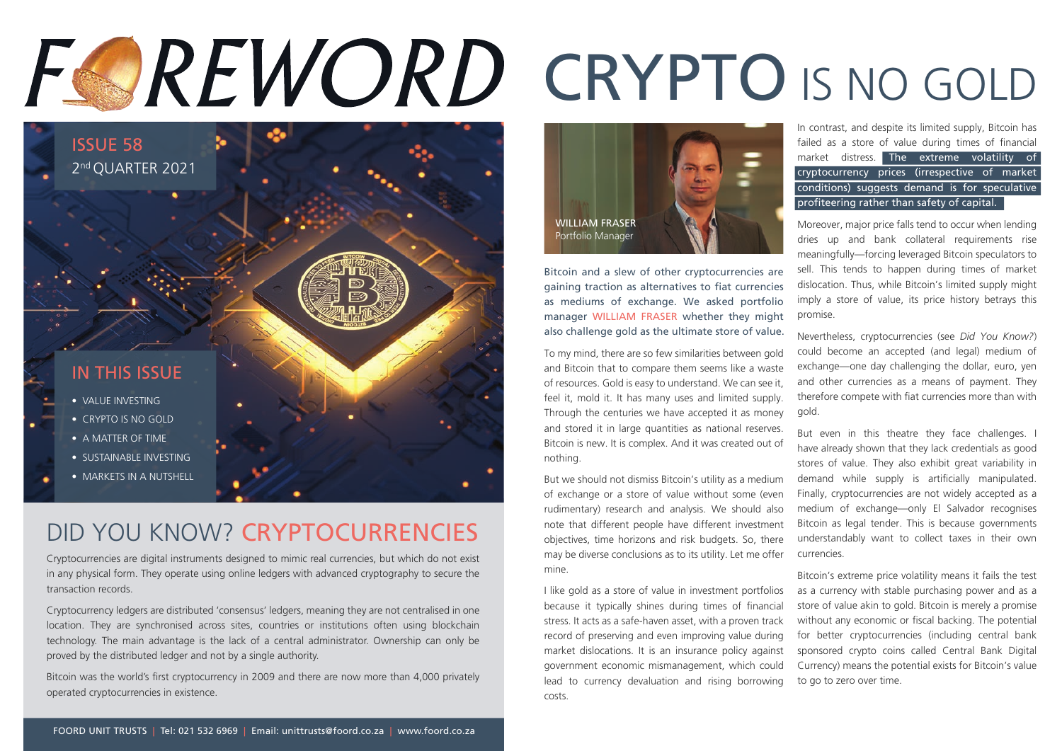# FOREWORD

ISSUE 58
2nd QUARTER 2021

## IN THIS ISSUE

- VALUE INVESTING
- CRYPTO IS NO GOLD
- A MATTER OF TIME
- SUSTAINABLE INVESTING
- MARKETS IN A NUTSHELL

## DID YOU KNOW? CRYPTOCURRENCIES

Cryptocurrencies are digital instruments designed to mimic real currencies, but which do not exist in any physical form. They operate using online ledgers with advanced cryptography to secure the transaction records.

Cryptocurrency ledgers are distributed 'consensus' ledgers, meaning they are not centralised in one location. They are synchronised across sites, countries or institutions often using blockchain technology. The main advantage is the lack of a central administrator. Ownership can only be proved by the distributed ledger and not by a single authority.

Bitcoin was the world's first cryptocurrency in 2009 and there are now more than 4,000 privately operated cryptocurrencies in existence.

# CRYPTO IS NO GOLD

WILLIAM FRASER
Portfolio Manager

Bitcoin and a slew of other cryptocurrencies are gaining traction as alternatives to fiat currencies as mediums of exchange. We asked portfolio manager WILLIAM FRASER whether they might also challenge gold as the ultimate store of value.

To my mind, there are so few similarities between gold and Bitcoin that to compare them seems like a waste of resources. Gold is easy to understand. We can see it, feel it, mold it. It has many uses and limited supply. Through the centuries we have accepted it as money and stored it in large quantities as national reserves. Bitcoin is new. It is complex. And it was created out of nothing.

But we should not dismiss Bitcoin's utility as a medium of exchange or a store of value without some (even rudimentary) research and analysis. We should also note that different people have different investment objectives, time horizons and risk budgets. So, there may be diverse conclusions as to its utility. Let me offer mine.

I like gold as a store of value in investment portfolios because it typically shines during times of financial stress. It acts as a safe-haven asset, with a proven track record of preserving and even improving value during market dislocations. It is an insurance policy against government economic mismanagement, which could lead to currency devaluation and rising borrowing costs.

In contrast, and despite its limited supply, Bitcoin has failed as a store of value during times of financial market distress. **The extreme volatility of cryptocurrency prices (irrespective of market conditions) suggests demand is for speculative profiteering rather than safety of capital.**

Moreover, major price falls tend to occur when lending dries up and bank collateral requirements rise meaningfully—forcing leveraged Bitcoin speculators to sell. This tends to happen during times of market dislocation. Thus, while Bitcoin's limited supply might imply a store of value, its price history betrays this promise.

Nevertheless, cryptocurrencies (see *Did You Know?*) could become an accepted (and legal) medium of exchange—one day challenging the dollar, euro, yen and other currencies as a means of payment. They therefore compete with fiat currencies more than with gold.

But even in this theatre they face challenges. I have already shown that they lack credentials as good stores of value. They also exhibit great variability in demand while supply is artificially manipulated. Finally, cryptocurrencies are not widely accepted as a medium of exchange—only El Salvador recognises Bitcoin as legal tender. This is because governments understandably want to collect taxes in their own currencies.

Bitcoin's extreme price volatility means it fails the test as a currency with stable purchasing power and as a store of value akin to gold. Bitcoin is merely a promise without any economic or fiscal backing. The potential for better cryptocurrencies (including central bank sponsored crypto coins called Central Bank Digital Currency) means the potential exists for Bitcoin's value to go to zero over time.

FOORD UNIT TRUSTS | Tel: 021 532 6969 | Email: unittrusts@foord.co.za | www.foord.co.za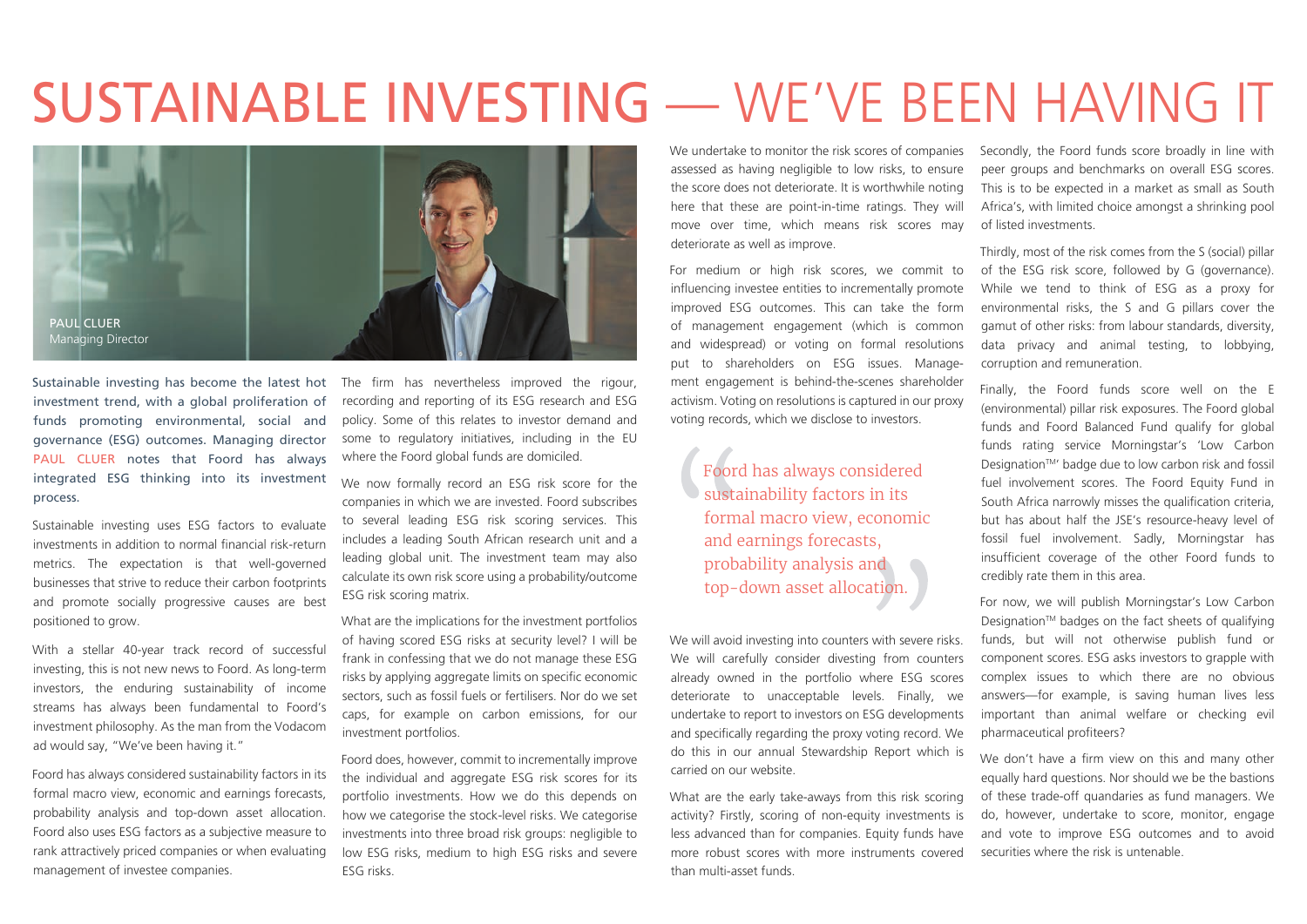# SUSTAINABLE INVESTING — WE'VE BEEN HAVING IT

PAUL CLUER
Managing Director

**Sustainable investing has become the latest hot investment trend, with a global proliferation of funds promoting environmental, social and governance (ESG) outcomes. Managing director PAUL CLUER notes that Foord has always integrated ESG thinking into its investment process.**

Sustainable investing uses ESG factors to evaluate investments in addition to normal financial risk-return metrics. The expectation is that well-governed businesses that strive to reduce their carbon footprints and promote socially progressive causes are best positioned to grow.

With a stellar 40-year track record of successful investing, this is not new news to Foord. As long-term investors, the enduring sustainability of income streams has always been fundamental to Foord's investment philosophy. As the man from the Vodacom ad would say, "We've been having it."

Foord has always considered sustainability factors in its formal macro view, economic and earnings forecasts, probability analysis and top-down asset allocation. Foord also uses ESG factors as a subjective measure to rank attractively priced companies or when evaluating management of investee companies.

The firm has nevertheless improved the rigour, recording and reporting of its ESG research and ESG policy. Some of this relates to investor demand and some to regulatory initiatives, including in the EU where the Foord global funds are domiciled.

We now formally record an ESG risk score for the companies in which we are invested. Foord subscribes to several leading ESG risk scoring services. This includes a leading South African research unit and a leading global unit. The investment team may also calculate its own risk score using a probability/outcome ESG risk scoring matrix.

What are the implications for the investment portfolios of having scored ESG risks at security level? I will be frank in confessing that we do not manage these ESG risks by applying aggregate limits on specific economic sectors, such as fossil fuels or fertilisers. Nor do we set caps, for example on carbon emissions, for our investment portfolios.

Foord does, however, commit to incrementally improve the individual and aggregate ESG risk scores for its portfolio investments. How we do this depends on how we categorise the stock-level risks. We categorise investments into three broad risk groups: negligible to low ESG risks, medium to high ESG risks and severe ESG risks.

We undertake to monitor the risk scores of companies assessed as having negligible to low risks, to ensure the score does not deteriorate. It is worthwhile noting here that these are point-in-time ratings. They will move over time, which means risk scores may deteriorate as well as improve.

For medium or high risk scores, we commit to influencing investee entities to incrementally promote improved ESG outcomes. This can take the form of management engagement (which is common and widespread) or voting on formal resolutions put to shareholders on ESG issues. Management engagement is behind-the-scenes shareholder activism. Voting on resolutions is captured in our proxy voting records, which we disclose to investors.

> "Foord has always considered sustainability factors in its formal macro view, economic and earnings forecasts, probability analysis and top-down asset allocation."

We will avoid investing into counters with severe risks. We will carefully consider divesting from counters already owned in the portfolio where ESG scores deteriorate to unacceptable levels. Finally, we undertake to report to investors on ESG developments and specifically regarding the proxy voting record. We do this in our annual Stewardship Report which is carried on our website.

What are the early take-aways from this risk scoring activity? Firstly, scoring of non-equity investments is less advanced than for companies. Equity funds have more robust scores with more instruments covered than multi-asset funds.

Secondly, the Foord funds score broadly in line with peer groups and benchmarks on overall ESG scores. This is to be expected in a market as small as South Africa's, with limited choice amongst a shrinking pool of listed investments.

Thirdly, most of the risk comes from the S (social) pillar of the ESG risk score, followed by G (governance). While we tend to think of ESG as a proxy for environmental risks, the S and G pillars cover the gamut of other risks: from labour standards, diversity, data privacy and animal testing, to lobbying, corruption and remuneration.

Finally, the Foord funds score well on the E (environmental) pillar risk exposures. The Foord global funds and Foord Balanced Fund qualify for global funds rating service Morningstar's 'Low Carbon Designation™' badge due to low carbon risk and fossil fuel involvement scores. The Foord Equity Fund in South Africa narrowly misses the qualification criteria, but has about half the JSE's resource-heavy level of fossil fuel involvement. Sadly, Morningstar has insufficient coverage of the other Foord funds to credibly rate them in this area.

For now, we will publish Morningstar's Low Carbon Designation™ badges on the fact sheets of qualifying funds, but will not otherwise publish fund or component scores. ESG asks investors to grapple with complex issues to which there are no obvious answers—for example, is saving human lives less important than animal welfare or checking evil pharmaceutical profiteers?

We don't have a firm view on this and many other equally hard questions. Nor should we be the bastions of these trade-off quandaries as fund managers. We do, however, undertake to score, monitor, engage and vote to improve ESG outcomes and to avoid securities where the risk is untenable.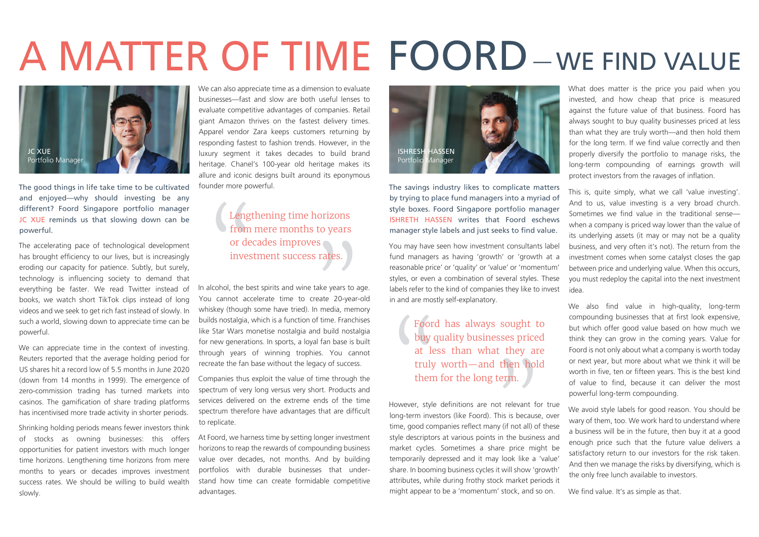# A MATTER OF TIME

JC XUE
Portfolio Manager

The good things in life take time to be cultivated and enjoyed—why should investing be any different? Foord Singapore portfolio manager JC XUE reminds us that slowing down can be powerful.

The accelerating pace of technological development has brought efficiency to our lives, but is increasingly eroding our capacity for patience. Subtly, but surely, technology is influencing society to demand that everything be faster. We read Twitter instead of books, we watch short TikTok clips instead of long videos and we seek to get rich fast instead of slowly. In such a world, slowing down to appreciate time can be powerful.

We can appreciate time in the context of investing. Reuters reported that the average holding period for US shares hit a record low of 5.5 months in June 2020 (down from 14 months in 1999). The emergence of zero-commission trading has turned markets into casinos. The gamification of share trading platforms has incentivised more trade activity in shorter periods.

Shrinking holding periods means fewer investors think of stocks as owning businesses: this offers opportunities for patient investors with much longer time horizons. Lengthening time horizons from mere months to years or decades improves investment success rates. We should be willing to build wealth slowly.

We can also appreciate time as a dimension to evaluate businesses—fast and slow are both useful lenses to evaluate competitive advantages of companies. Retail giant Amazon thrives on the fastest delivery times. Apparel vendor Zara keeps customers returning by responding fastest to fashion trends. However, in the luxury segment it takes decades to build brand heritage. Chanel's 100-year old heritage makes its allure and iconic designs built around its eponymous founder more powerful.

> Lengthening time horizons from mere months to years or decades improves investment success rates.

In alcohol, the best spirits and wine take years to age. You cannot accelerate time to create 20-year-old whiskey (though some have tried). In media, memory builds nostalgia, which is a function of time. Franchises like Star Wars monetise nostalgia and build nostalgia for new generations. In sports, a loyal fan base is built through years of winning trophies. You cannot recreate the fan base without the legacy of success.

Companies thus exploit the value of time through the spectrum of very long versus very short. Products and services delivered on the extreme ends of the time spectrum therefore have advantages that are difficult to replicate.

At Foord, we harness time by setting longer investment horizons to reap the rewards of compounding business value over decades, not months. And by building portfolios with durable businesses that understand how time can create formidable competitive advantages.

# FOORD — WE FIND VALUE

ISHRESH HASSEN
Portfolio Manager

The savings industry likes to complicate matters by trying to place fund managers into a myriad of style boxes. Foord Singapore portfolio manager ISHRETH HASSEN writes that Foord eschews manager style labels and just seeks to find value.

You may have seen how investment consultants label fund managers as having 'growth' or 'growth at a reasonable price' or 'quality' or 'value' or 'momentum' styles, or even a combination of several styles. These labels refer to the kind of companies they like to invest in and are mostly self-explanatory.

> Foord has always sought to buy quality businesses priced at less than what they are truly worth—and then hold them for the long term.

However, style definitions are not relevant for true long-term investors (like Foord). This is because, over time, good companies reflect many (if not all) of these style descriptors at various points in the business and market cycles. Sometimes a share price might be temporarily depressed and it may look like a 'value' share. In booming business cycles it will show 'growth' attributes, while during frothy stock market periods it might appear to be a 'momentum' stock, and so on.

What does matter is the price you paid when you invested, and how cheap that price is measured against the future value of that business. Foord has always sought to buy quality businesses priced at less than what they are truly worth—and then hold them for the long term. If we find value correctly and then properly diversify the portfolio to manage risks, the long-term compounding of earnings growth will protect investors from the ravages of inflation.

This is, quite simply, what we call 'value investing'. And to us, value investing is a very broad church. Sometimes we find value in the traditional sense—when a company is priced way lower than the value of its underlying assets (it may or may not be a quality business, and very often it's not). The return from the investment comes when some catalyst closes the gap between price and underlying value. When this occurs, you must redeploy the capital into the next investment idea.

We also find value in high-quality, long-term compounding businesses that at first look expensive, but which offer good value based on how much we think they can grow in the coming years. Value for Foord is not only about what a company is worth today or next year, but more about what we think it will be worth in five, ten or fifteen years. This is the best kind of value to find, because it can deliver the most powerful long-term compounding.

We avoid style labels for good reason. You should be wary of them, too. We work hard to understand where a business will be in the future, then buy it at a good enough price such that the future value delivers a satisfactory return to our investors for the risk taken. And then we manage the risks by diversifying, which is the only free lunch available to investors.

We find value. It's as simple as that.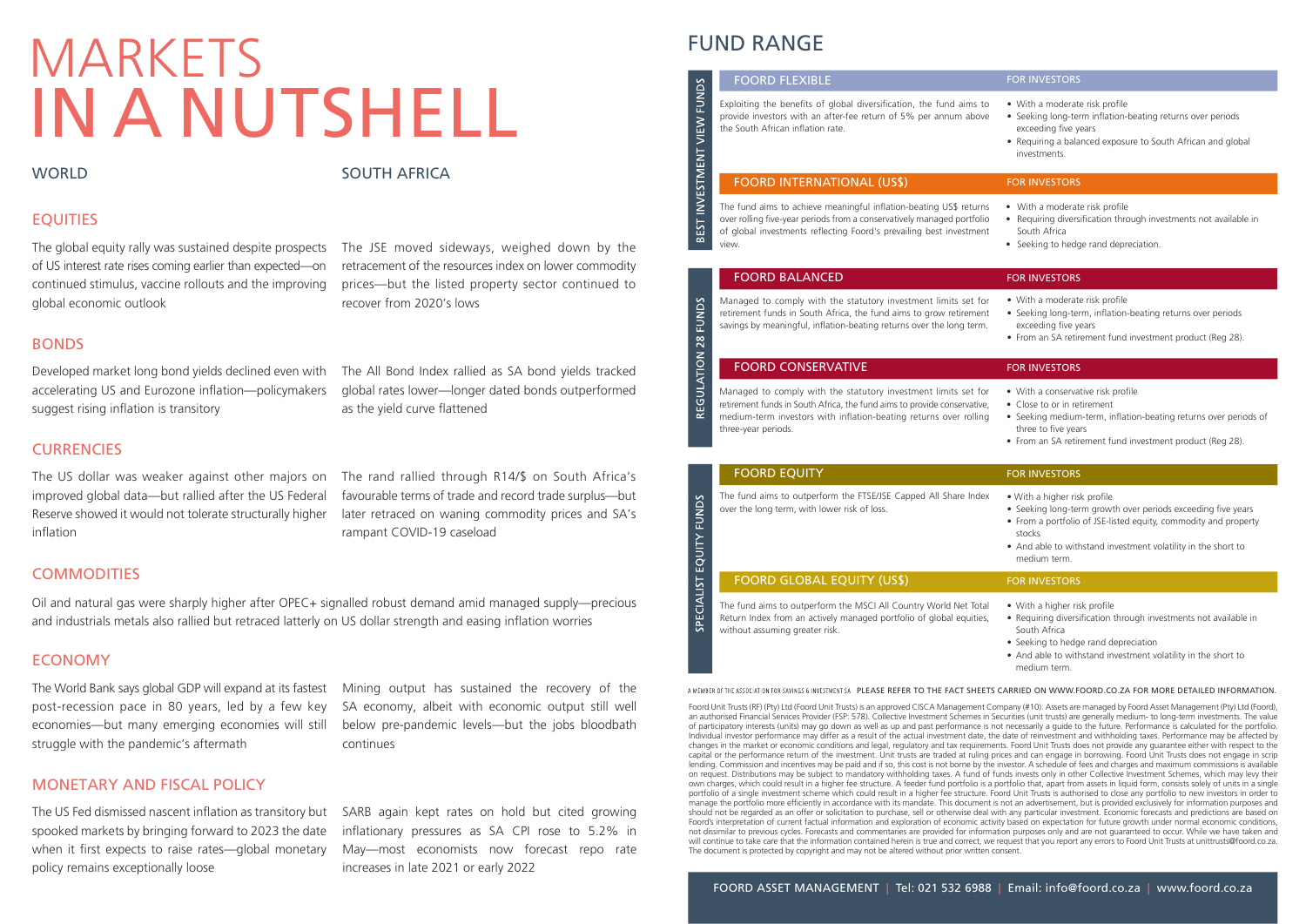# MARKETS IN A NUTSHELL

## EQUITIES

### WORLD

The global equity rally was sustained despite prospects of US interest rate rises coming earlier than expected—on continued stimulus, vaccine rollouts and the improving global economic outlook

### SOUTH AFRICA

The JSE moved sideways, weighed down by the retracement of the resources index on lower commodity prices—but the listed property sector continued to recover from 2020's lows

## BONDS

### WORLD

Developed market long bond yields declined even with accelerating US and Eurozone inflation—policymakers suggest rising inflation is transitory

### SOUTH AFRICA

The All Bond Index rallied as SA bond yields tracked global rates lower—longer dated bonds outperformed as the yield curve flattened

## CURRENCIES

### WORLD

The US dollar was weaker against other majors on improved global data—but rallied after the US Federal Reserve showed it would not tolerate structurally higher inflation

### SOUTH AFRICA

The rand rallied through R14/$ on South Africa's favourable terms of trade and record trade surplus—but later retraced on waning commodity prices and SA's rampant COVID-19 caseload

## COMMODITIES

Oil and natural gas were sharply higher after OPEC+ signalled robust demand amid managed supply—precious and industrials metals also rallied but retraced latterly on US dollar strength and easing inflation worries

## ECONOMY

### WORLD

The World Bank says global GDP will expand at its fastest post-recession pace in 80 years, led by a few key economies—but many emerging economies will still struggle with the pandemic's aftermath

### SOUTH AFRICA

Mining output has sustained the recovery of the SA economy, albeit with economic output still well below pre-pandemic levels—but the jobs bloodbath continues

## MONETARY AND FISCAL POLICY

### WORLD

The US Fed dismissed nascent inflation as transitory but spooked markets by bringing forward to 2023 the date when it first expects to raise rates—global monetary policy remains exceptionally loose

### SOUTH AFRICA

SARB again kept rates on hold but cited growing inflationary pressures as SA CPI rose to 5.2% in May—most economists now forecast repo rate increases in late 2021 or early 2022

# FUND RANGE

## BEST INVESTMENT VIEW FUNDS

### FOORD FLEXIBLE

Exploiting the benefits of global diversification, the fund aims to provide investors with an after-fee return of 5% per annum above the South African inflation rate.

**FOR INVESTORS**

- With a moderate risk profile
- Seeking long-term inflation-beating returns over periods exceeding five years
- Requiring a balanced exposure to South African and global investments.

### FOORD INTERNATIONAL (US$)

The fund aims to achieve meaningful inflation-beating US$ returns over rolling five-year periods from a conservatively managed portfolio of global investments reflecting Foord's prevailing best investment view.

**FOR INVESTORS**

- With a moderate risk profile
- Requiring diversification through investments not available in South Africa
- Seeking to hedge rand depreciation.

## REGULATION 28 FUNDS

### FOORD BALANCED

Managed to comply with the statutory investment limits set for retirement funds in South Africa, the fund aims to grow retirement savings by meaningful, inflation-beating returns over the long term.

**FOR INVESTORS**

- With a moderate risk profile
- Seeking long-term, inflation-beating returns over periods exceeding five years
- From an SA retirement fund investment product (Reg 28).

### FOORD CONSERVATIVE

Managed to comply with the statutory investment limits set for retirement funds in South Africa, the fund aims to provide conservative, medium-term investors with inflation-beating returns over rolling three-year periods.

**FOR INVESTORS**

- With a conservative risk profile
- Close to or in retirement
- Seeking medium-term, inflation-beating returns over periods of three to five years
- From an SA retirement fund investment product (Reg 28).

## SPECIALIST EQUITY FUNDS

### FOORD EQUITY

The fund aims to outperform the FTSE/JSE Capped All Share Index over the long term, with lower risk of loss.

**FOR INVESTORS**

- With a higher risk profile
- Seeking long-term growth over periods exceeding five years
- From a portfolio of JSE-listed equity, commodity and property stocks
- And able to withstand investment volatility in the short to medium term.

### FOORD GLOBAL EQUITY (US$)

The fund aims to outperform the MSCI All Country World Net Total Return Index from an actively managed portfolio of global equities, without assuming greater risk.

**FOR INVESTORS**

- With a higher risk profile
- Requiring diversification through investments not available in South Africa
- Seeking to hedge rand depreciation
- And able to withstand investment volatility in the short to medium term.

A MEMBER OF THE ASSOCIATION FOR SAVINGS & INVESTMENT SA PLEASE REFER TO THE FACT SHEETS CARRIED ON WWW.FOORD.CO.ZA FOR MORE DETAILED INFORMATION.

Foord Unit Trusts (RF) (Pty) Ltd (Foord Unit Trusts) is an approved CISCA Management Company (#10). Assets are managed by Foord Asset Management (Pty) Ltd (Foord), an authorised Financial Services Provider (FSP: 578). Collective Investment Schemes in Securities (unit trusts) are generally medium- to long-term investments. The value of participatory interests (units) may go down as well as up and past performance is not necessarily a guide to the future. Performance is calculated for the portfolio. Individual investor performance may differ as a result of the actual investment date, the date of reinvestment and withholding taxes. Performance may be affected by changes in the market or economic conditions and legal, regulatory and tax requirements. Foord Unit Trusts does not provide any guarantee either with respect to the capital or the performance return of the investment. Unit trusts are traded at ruling prices and can engage in borrowing. Foord Unit Trusts does not engage in scrip lending. Commission and incentives may be paid and if so, this cost is not borne by the investor. A schedule of fees and charges and maximum commissions is available on request. Distributions may be subject to mandatory withholding taxes. A fund of funds invests only in other Collective Investment Schemes, which may levy their own charges, which could result in a higher fee structure. A feeder fund portfolio is a portfolio that, apart from assets in liquid form, consists solely of units in a single portfolio of a single investment scheme which could result in a higher fee structure. Foord Unit Trusts is authorised to close any portfolio to new investors in order to manage the portfolio more efficiently in accordance with its mandate. This document is not an advertisement, but is provided exclusively for information purposes and should not be regarded as an offer or solicitation to purchase, sell or otherwise deal with any particular investment. Economic forecasts and predictions are based on Foord's interpretation of current factual information and exploration of economic activity based on expectation for future growth under normal economic conditions, not dissimilar to previous cycles. Forecasts and commentaries are provided for information purposes only and are not guaranteed to occur. While we have taken and will continue to take care that the information contained herein is true and correct, we request that you report any errors to Foord Unit Trusts at unittrusts@foord.co.za. The document is protected by copyright and may not be altered without prior written consent.

FOORD ASSET MANAGEMENT | Tel: 021 532 6988 | Email: info@foord.co.za | www.foord.co.za